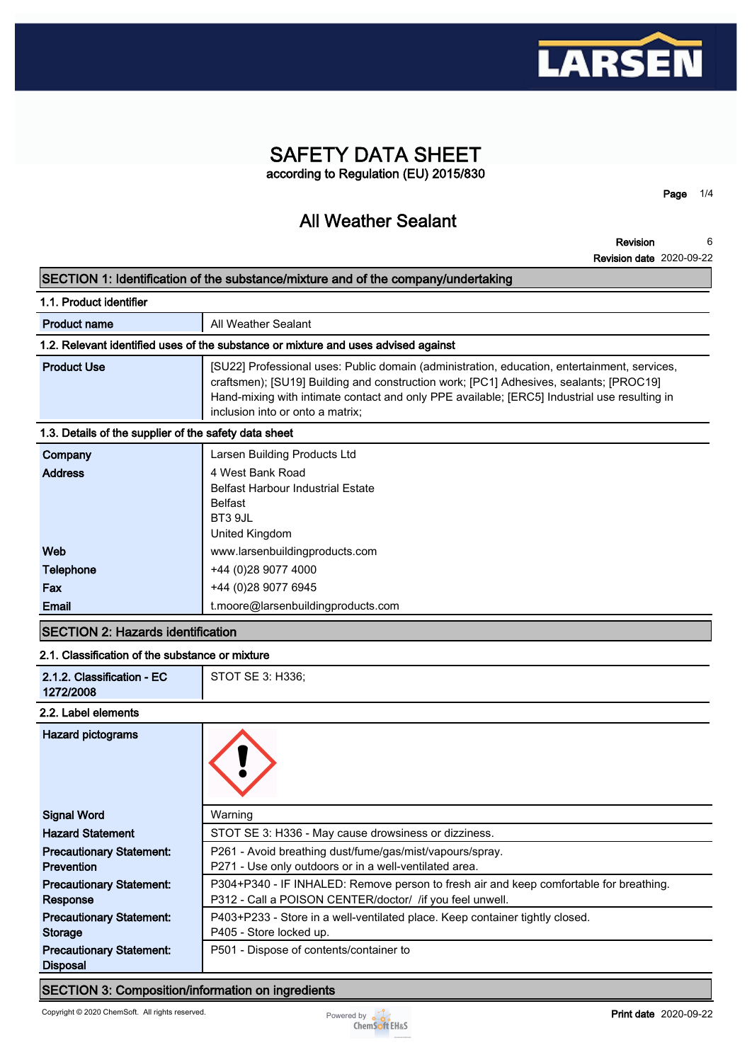# SAFETY DATA SHEET

according to Regulation (EU) 2015/830

## All Weather Sealant

**Revision** 6
**Revision date** 2020-09-22

## SECTION 1: Identification of the substance/mixture and of the company/undertaking

### 1.1. Product identifier

| | |
|---|---|
| **Product name** | All Weather Sealant |

### 1.2. Relevant identified uses of the substance or mixture and uses advised against

| | |
|---|---|
| **Product Use** | [SU22] Professional uses: Public domain (administration, education, entertainment, services, craftsmen); [SU19] Building and construction work; [PC1] Adhesives, sealants; [PROC19] Hand-mixing with intimate contact and only PPE available; [ERC5] Industrial use resulting in inclusion into or onto a matrix; |

### 1.3. Details of the supplier of the safety data sheet

| | |
|---|---|
| **Company** | Larsen Building Products Ltd |
| **Address** | 4 West Bank Road<br>Belfast Harbour Industrial Estate<br>Belfast<br>BT3 9JL<br>United Kingdom |
| **Web** | www.larsenbuildingproducts.com |
| **Telephone** | +44 (0)28 9077 4000 |
| **Fax** | +44 (0)28 9077 6945 |
| **Email** | t.moore@larsenbuildingproducts.com |

## SECTION 2: Hazards identification

### 2.1. Classification of the substance or mixture

| | |
|---|---|
| **2.1.2. Classification - EC 1272/2008** | STOT SE 3: H336; |

### 2.2. Label elements

| | |
|---|---|
| **Hazard pictograms** | |
| **Signal Word** | Warning |
| **Hazard Statement** | STOT SE 3: H336 - May cause drowsiness or dizziness. |
| **Precautionary Statement: Prevention** | P261 - Avoid breathing dust/fume/gas/mist/vapours/spray.<br>P271 - Use only outdoors or in a well-ventilated area. |
| **Precautionary Statement: Response** | P304+P340 - IF INHALED: Remove person to fresh air and keep comfortable for breathing.<br>P312 - Call a POISON CENTER/doctor/ /if you feel unwell. |
| **Precautionary Statement: Storage** | P403+P233 - Store in a well-ventilated place. Keep container tightly closed.<br>P405 - Store locked up. |
| **Precautionary Statement: Disposal** | P501 - Dispose of contents/container to |

## SECTION 3: Composition/information on ingredients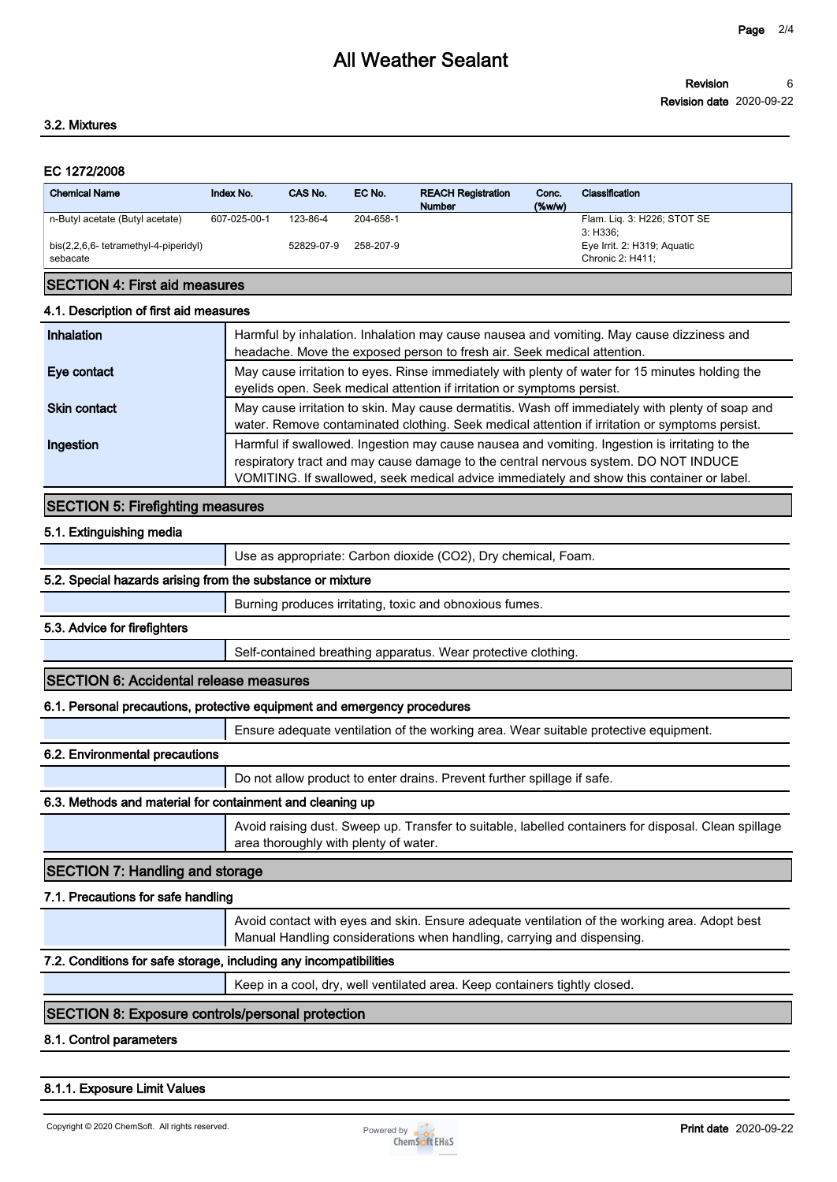### 3.2. Mixtures

#### EC 1272/2008

| Chemical Name | Index No. | CAS No. | EC No. | REACH Registration Number | Conc. (%w/w) | Classification |
|---|---|---|---|---|---|---|
| n-Butyl acetate (Butyl acetate) | 607-025-00-1 | 123-86-4 | 204-658-1 | | | Flam. Liq. 3: H226; STOT SE 3: H336; |
| bis(2,2,6,6- tetramethyl-4-piperidyl) sebacate | | 52829-07-9 | 258-207-9 | | | Eye Irrit. 2: H319; Aquatic Chronic 2: H411; |

## SECTION 4: First aid measures

### 4.1. Description of first aid measures

| | |
|---|---|
| **Inhalation** | Harmful by inhalation. Inhalation may cause nausea and vomiting. May cause dizziness and headache. Move the exposed person to fresh air. Seek medical attention. |
| **Eye contact** | May cause irritation to eyes. Rinse immediately with plenty of water for 15 minutes holding the eyelids open. Seek medical attention if irritation or symptoms persist. |
| **Skin contact** | May cause irritation to skin. May cause dermatitis. Wash off immediately with plenty of soap and water. Remove contaminated clothing. Seek medical attention if irritation or symptoms persist. |
| **Ingestion** | Harmful if swallowed. Ingestion may cause nausea and vomiting. Ingestion is irritating to the respiratory tract and may cause damage to the central nervous system. DO NOT INDUCE VOMITING. If swallowed, seek medical advice immediately and show this container or label. |

## SECTION 5: Firefighting measures

### 5.1. Extinguishing media

Use as appropriate: Carbon dioxide ($CO_2$), Dry chemical, Foam.

### 5.2. Special hazards arising from the substance or mixture

Burning produces irritating, toxic and obnoxious fumes.

### 5.3. Advice for firefighters

Self-contained breathing apparatus. Wear protective clothing.

## SECTION 6: Accidental release measures

### 6.1. Personal precautions, protective equipment and emergency procedures

Ensure adequate ventilation of the working area. Wear suitable protective equipment.

### 6.2. Environmental precautions

Do not allow product to enter drains. Prevent further spillage if safe.

### 6.3. Methods and material for containment and cleaning up

Avoid raising dust. Sweep up. Transfer to suitable, labelled containers for disposal. Clean spillage area thoroughly with plenty of water.

## SECTION 7: Handling and storage

### 7.1. Precautions for safe handling

Avoid contact with eyes and skin. Ensure adequate ventilation of the working area. Adopt best Manual Handling considerations when handling, carrying and dispensing.

### 7.2. Conditions for safe storage, including any incompatibilities

Keep in a cool, dry, well ventilated area. Keep containers tightly closed.

## SECTION 8: Exposure controls/personal protection

### 8.1. Control parameters

#### 8.1.1. Exposure Limit Values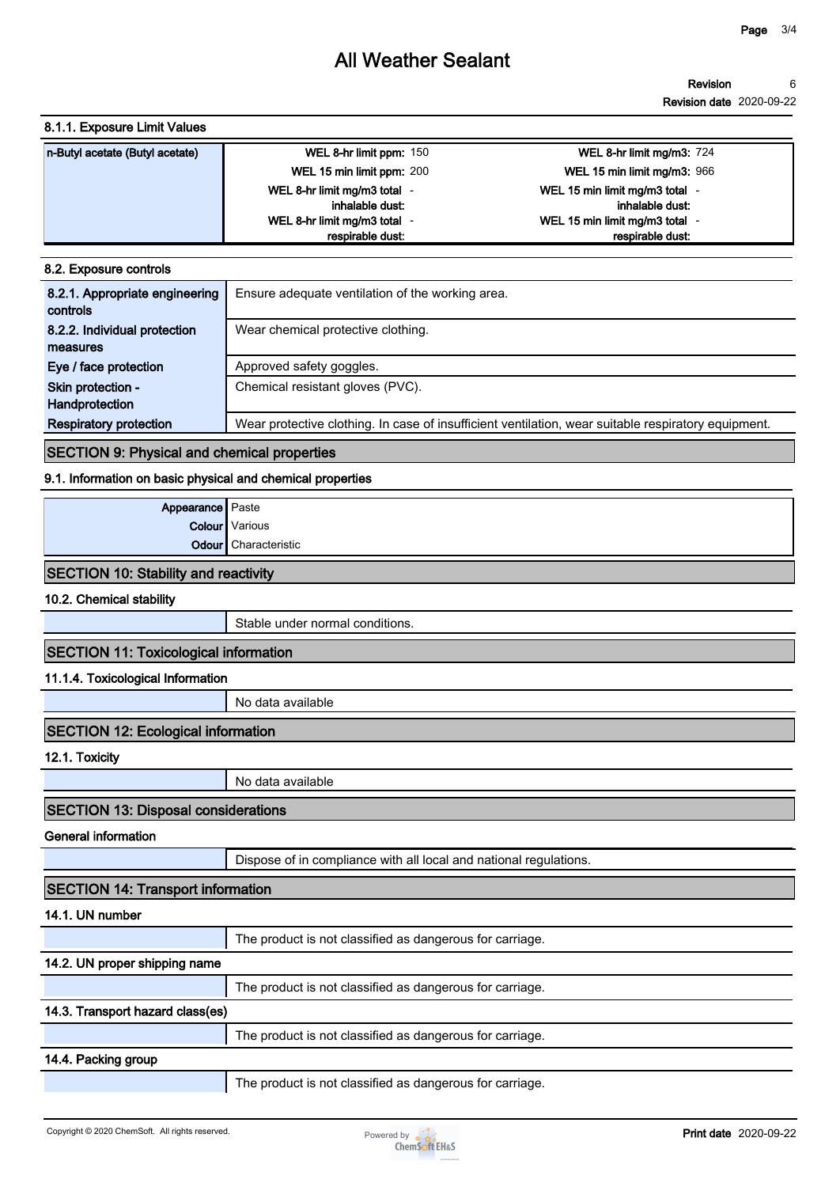## 8.1.1. Exposure Limit Values

| n-Butyl acetate (Butyl acetate) | | |
|---|---|---|
| | WEL 8-hr limit ppm: 150 | WEL 8-hr limit mg/m3: 724 |
| | WEL 15 min limit ppm: 200 | WEL 15 min limit mg/m3: 966 |
| | WEL 8-hr limit mg/m3 total inhalable dust: - | WEL 15 min limit mg/m3 total inhalable dust: - |
| | WEL 8-hr limit mg/m3 total respirable dust: - | WEL 15 min limit mg/m3 total respirable dust: - |

## 8.2. Exposure controls

| | |
|---|---|
| 8.2.1. Appropriate engineering controls | Ensure adequate ventilation of the working area. |
| 8.2.2. Individual protection measures | Wear chemical protective clothing. |
| Eye / face protection | Approved safety goggles. |
| Skin protection - Handprotection | Chemical resistant gloves (PVC). |
| Respiratory protection | Wear protective clothing. In case of insufficient ventilation, wear suitable respiratory equipment. |

# SECTION 9: Physical and chemical properties

## 9.1. Information on basic physical and chemical properties

| | |
|---|---|
| Appearance | Paste |
| Colour | Various |
| Odour | Characteristic |

# SECTION 10: Stability and reactivity

## 10.2. Chemical stability

Stable under normal conditions.

# SECTION 11: Toxicological information

## 11.1.4. Toxicological Information

No data available

# SECTION 12: Ecological information

## 12.1. Toxicity

No data available

# SECTION 13: Disposal considerations

## General information

Dispose of in compliance with all local and national regulations.

# SECTION 14: Transport information

## 14.1. UN number

The product is not classified as dangerous for carriage.

## 14.2. UN proper shipping name

The product is not classified as dangerous for carriage.

## 14.3. Transport hazard class(es)

The product is not classified as dangerous for carriage.

## 14.4. Packing group

The product is not classified as dangerous for carriage.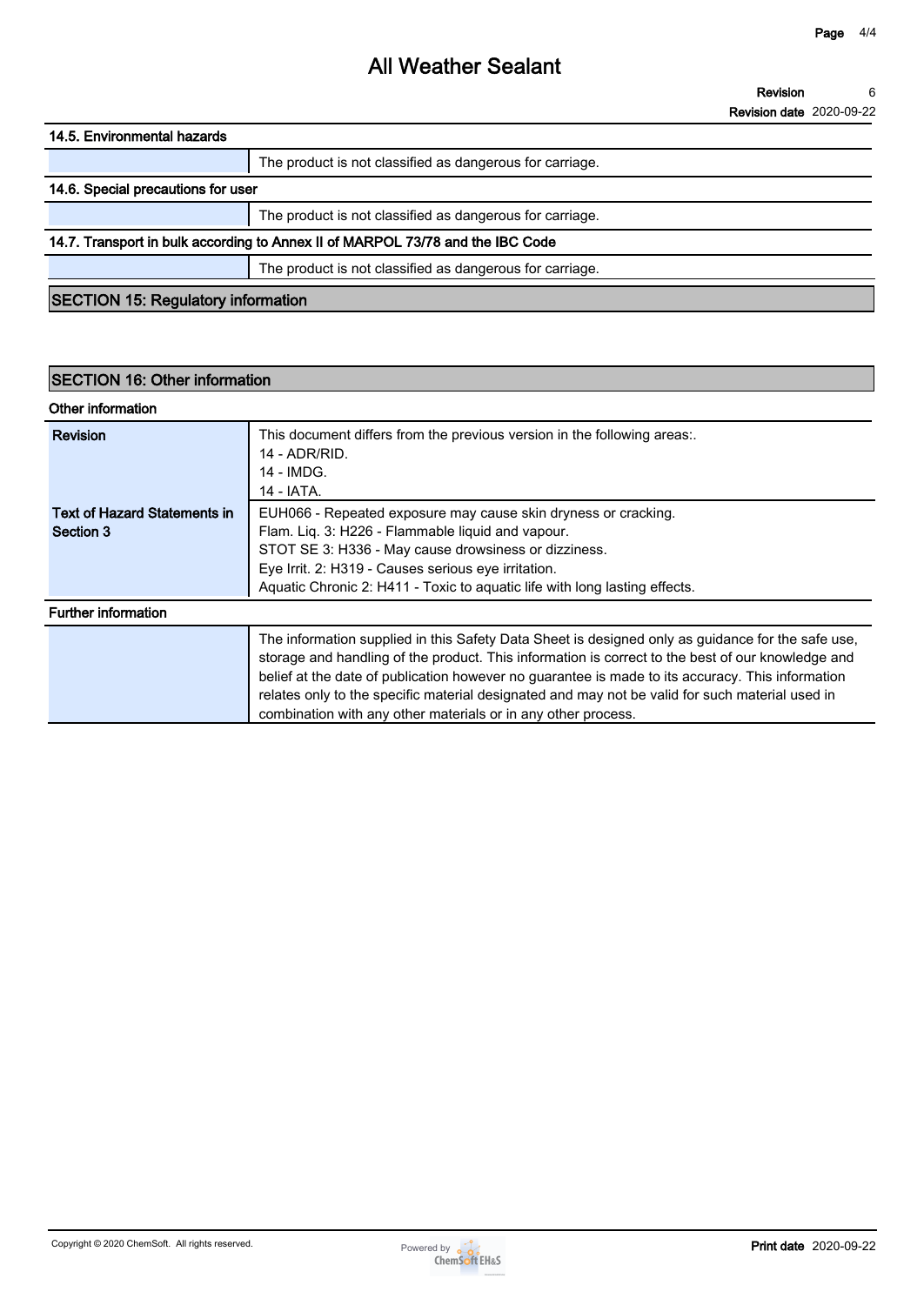### 14.5. Environmental hazards

| | |
|---|---|
| | The product is not classified as dangerous for carriage. |

### 14.6. Special precautions for user

| | |
|---|---|
| | The product is not classified as dangerous for carriage. |

### 14.7. Transport in bulk according to Annex II of MARPOL 73/78 and the IBC Code

| | |
|---|---|
| | The product is not classified as dangerous for carriage. |

## SECTION 15: Regulatory information

## SECTION 16: Other information

### Other information

| | |
|---|---|
| **Revision** | This document differs from the previous version in the following areas:.<br>14 - ADR/RID.<br>14 - IMDG.<br>14 - IATA. |
| **Text of Hazard Statements in Section 3** | EUH066 - Repeated exposure may cause skin dryness or cracking.<br>Flam. Liq. 3: H226 - Flammable liquid and vapour.<br>STOT SE 3: H336 - May cause drowsiness or dizziness.<br>Eye Irrit. 2: H319 - Causes serious eye irritation.<br>Aquatic Chronic 2: H411 - Toxic to aquatic life with long lasting effects. |

### Further information

| | |
|---|---|
| | The information supplied in this Safety Data Sheet is designed only as guidance for the safe use, storage and handling of the product. This information is correct to the best of our knowledge and belief at the date of publication however no guarantee is made to its accuracy. This information relates only to the specific material designated and may not be valid for such material used in combination with any other materials or in any other process. |